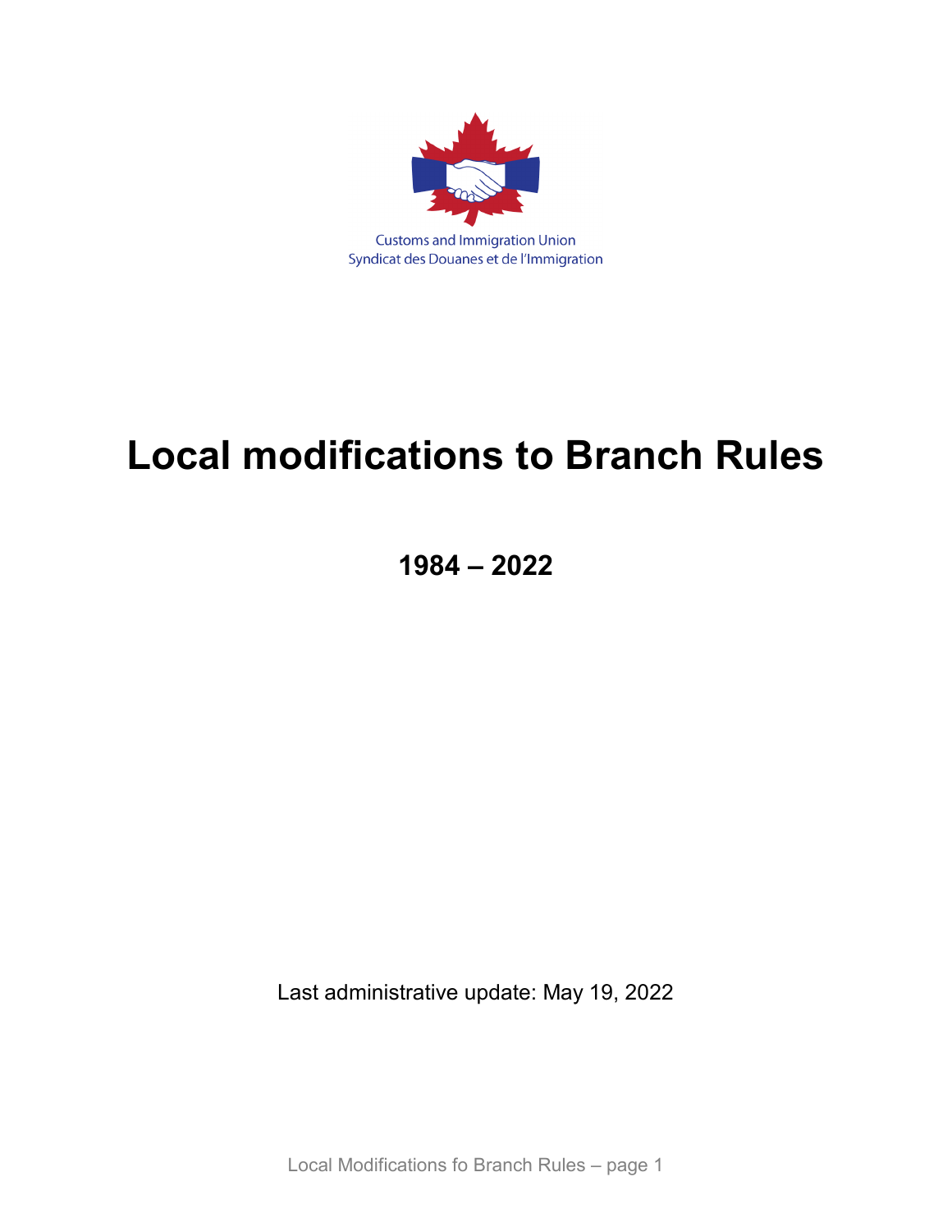Customs and Immigration Union
Syndicat des Douanes et de l'Immigration

# Local modifications to Branch Rules

## 1984 – 2022

Last administrative update: May 19, 2022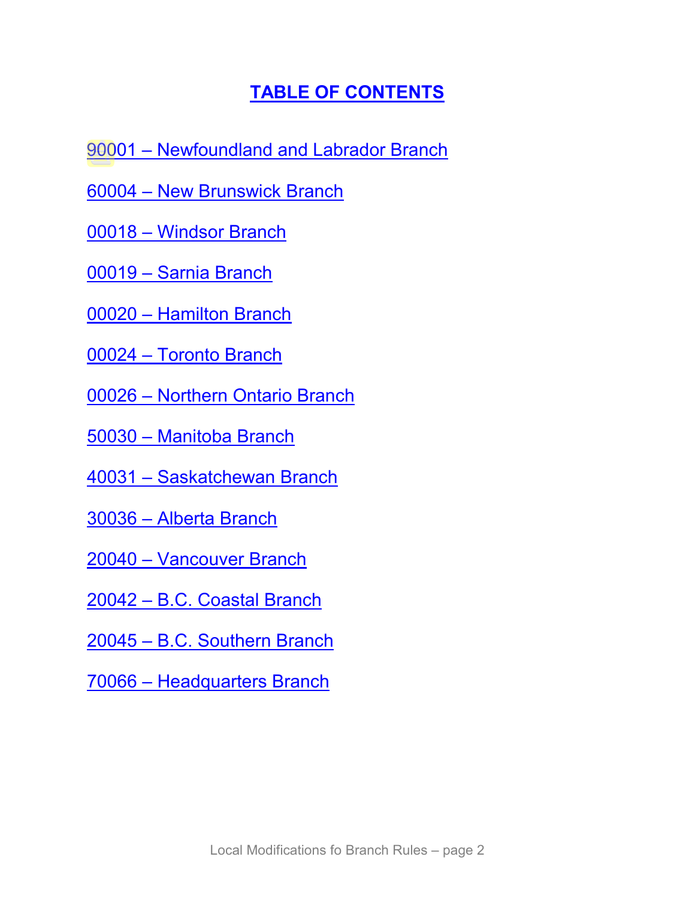# TABLE OF CONTENTS

90001 – Newfoundland and Labrador Branch

60004 – New Brunswick Branch

00018 – Windsor Branch

00019 – Sarnia Branch

00020 – Hamilton Branch

00024 – Toronto Branch

00026 – Northern Ontario Branch

50030 – Manitoba Branch

40031 – Saskatchewan Branch

30036 – Alberta Branch

20040 – Vancouver Branch

20042 – B.C. Coastal Branch

20045 – B.C. Southern Branch

70066 – Headquarters Branch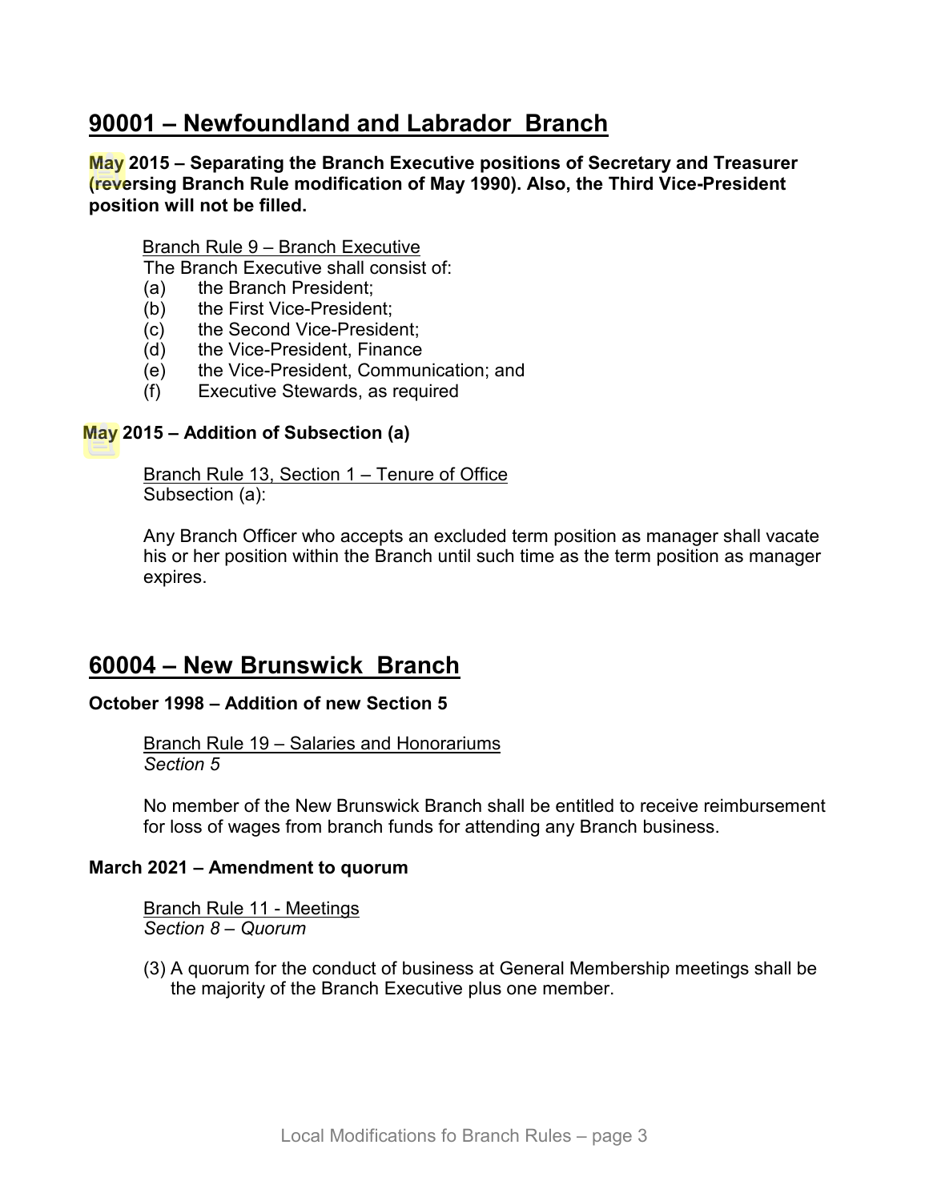## 90001 – Newfoundland and Labrador Branch

**May 2015 – Separating the Branch Executive positions of Secretary and Treasurer (reversing Branch Rule modification of May 1990). Also, the Third Vice-President position will not be filled.**

Branch Rule 9 – Branch Executive

The Branch Executive shall consist of:

(a) the Branch President;
(b) the First Vice-President;
(c) the Second Vice-President;
(d) the Vice-President, Finance
(e) the Vice-President, Communication; and
(f) Executive Stewards, as required

**May 2015 – Addition of Subsection (a)**

Branch Rule 13, Section 1 – Tenure of Office
Subsection (a):

Any Branch Officer who accepts an excluded term position as manager shall vacate his or her position within the Branch until such time as the term position as manager expires.

## 60004 – New Brunswick Branch

**October 1998 – Addition of new Section 5**

Branch Rule 19 – Salaries and Honorariums
*Section 5*

No member of the New Brunswick Branch shall be entitled to receive reimbursement for loss of wages from branch funds for attending any Branch business.

**March 2021 – Amendment to quorum**

Branch Rule 11 - Meetings
*Section 8 – Quorum*

(3) A quorum for the conduct of business at General Membership meetings shall be the majority of the Branch Executive plus one member.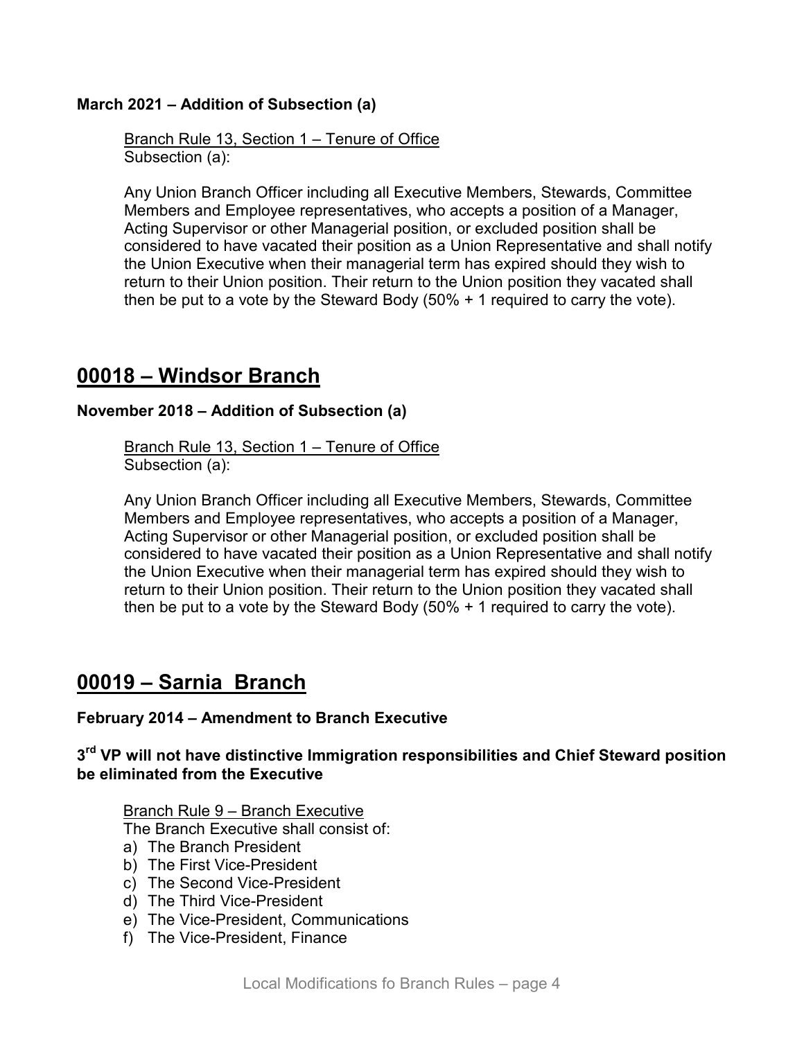**March 2021 – Addition of Subsection (a)**

Branch Rule 13, Section 1 – Tenure of Office
Subsection (a):

Any Union Branch Officer including all Executive Members, Stewards, Committee Members and Employee representatives, who accepts a position of a Manager, Acting Supervisor or other Managerial position, or excluded position shall be considered to have vacated their position as a Union Representative and shall notify the Union Executive when their managerial term has expired should they wish to return to their Union position. Their return to the Union position they vacated shall then be put to a vote by the Steward Body (50% + 1 required to carry the vote).

## 00018 – Windsor Branch

**November 2018 – Addition of Subsection (a)**

Branch Rule 13, Section 1 – Tenure of Office
Subsection (a):

Any Union Branch Officer including all Executive Members, Stewards, Committee Members and Employee representatives, who accepts a position of a Manager, Acting Supervisor or other Managerial position, or excluded position shall be considered to have vacated their position as a Union Representative and shall notify the Union Executive when their managerial term has expired should they wish to return to their Union position. Their return to the Union position they vacated shall then be put to a vote by the Steward Body (50% + 1 required to carry the vote).

## 00019 – Sarnia Branch

**February 2014 – Amendment to Branch Executive**

**3rd VP will not have distinctive Immigration responsibilities and Chief Steward position be eliminated from the Executive**

Branch Rule 9 – Branch Executive
The Branch Executive shall consist of:

a) The Branch President
b) The First Vice-President
c) The Second Vice-President
d) The Third Vice-President
e) The Vice-President, Communications
f) The Vice-President, Finance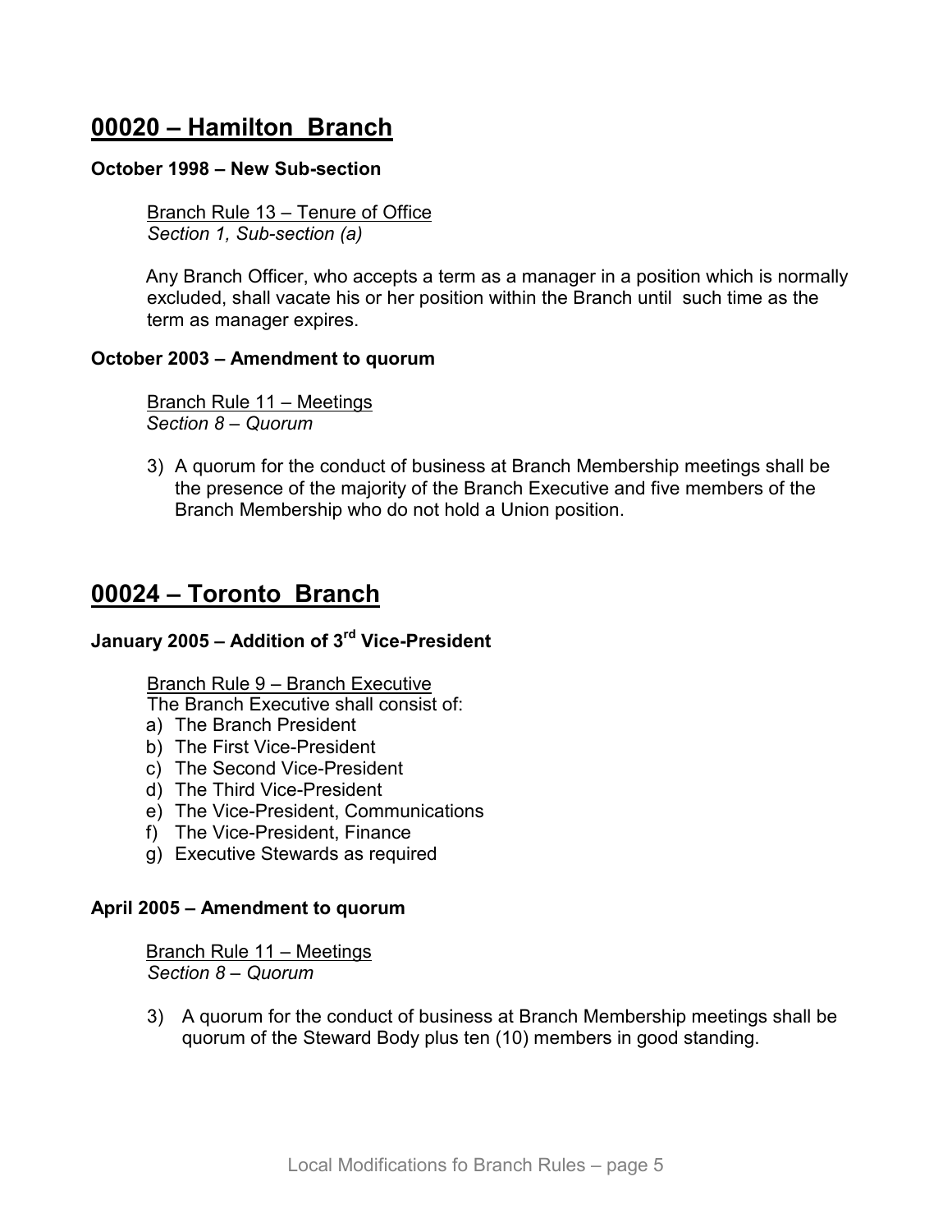## 00020 – Hamilton Branch

**October 1998 – New Sub-section**

Branch Rule 13 – Tenure of Office
*Section 1, Sub-section (a)*

Any Branch Officer, who accepts a term as a manager in a position which is normally excluded, shall vacate his or her position within the Branch until such time as the term as manager expires.

**October 2003 – Amendment to quorum**

Branch Rule 11 – Meetings
*Section 8 – Quorum*

3) A quorum for the conduct of business at Branch Membership meetings shall be the presence of the majority of the Branch Executive and five members of the Branch Membership who do not hold a Union position.

## 00024 – Toronto Branch

**January 2005 – Addition of 3rd Vice-President**

Branch Rule 9 – Branch Executive
The Branch Executive shall consist of:

a) The Branch President
b) The First Vice-President
c) The Second Vice-President
d) The Third Vice-President
e) The Vice-President, Communications
f) The Vice-President, Finance
g) Executive Stewards as required

**April 2005 – Amendment to quorum**

Branch Rule 11 – Meetings
*Section 8 – Quorum*

3) A quorum for the conduct of business at Branch Membership meetings shall be quorum of the Steward Body plus ten (10) members in good standing.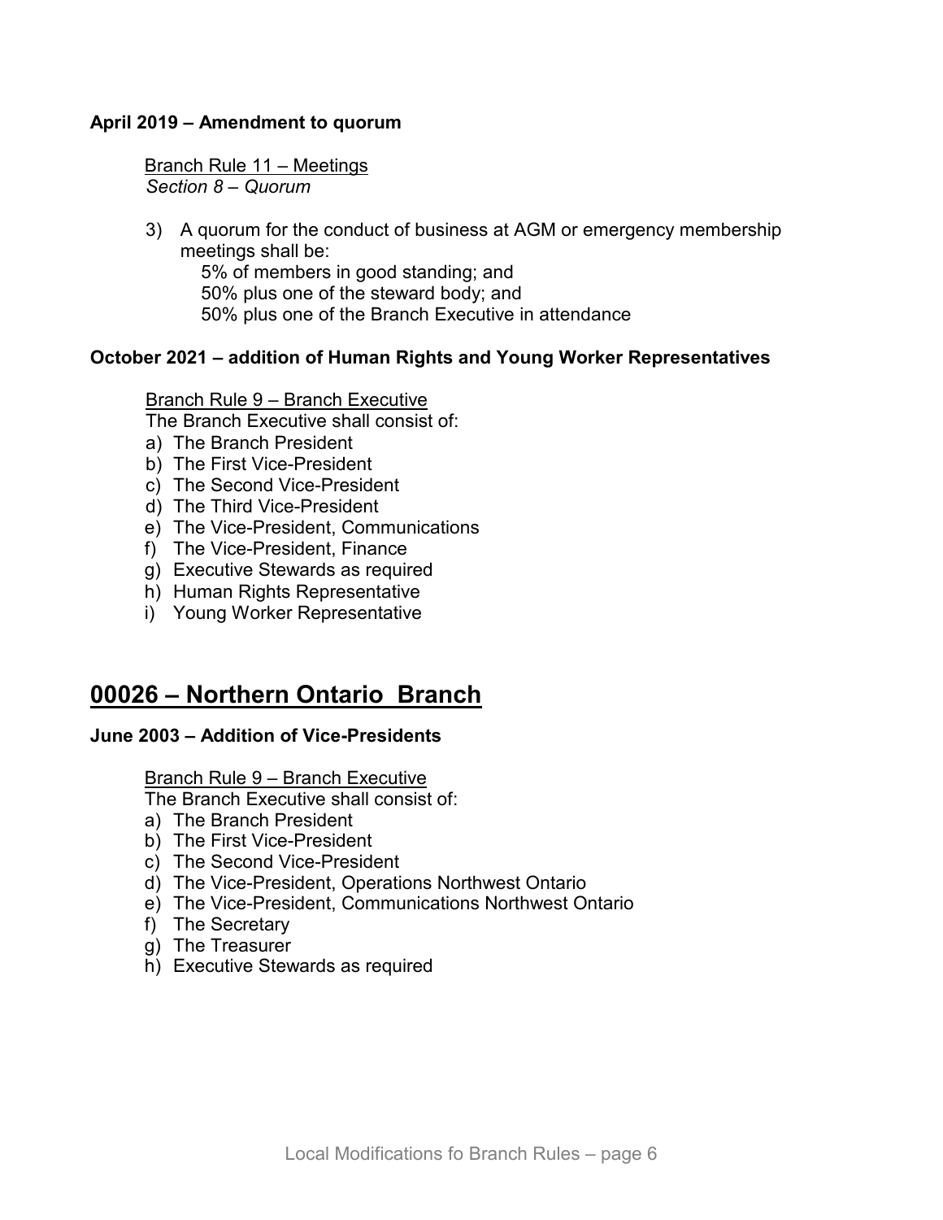**April 2019 – Amendment to quorum**

Branch Rule 11 – Meetings
*Section 8 – Quorum*

3) A quorum for the conduct of business at AGM or emergency membership meetings shall be:
   5% of members in good standing; and
   50% plus one of the steward body; and
   50% plus one of the Branch Executive in attendance

**October 2021 – addition of Human Rights and Young Worker Representatives**

Branch Rule 9 – Branch Executive
The Branch Executive shall consist of:

a) The Branch President
b) The First Vice-President
c) The Second Vice-President
d) The Third Vice-President
e) The Vice-President, Communications
f) The Vice-President, Finance
g) Executive Stewards as required
h) Human Rights Representative
i) Young Worker Representative

## 00026 – Northern Ontario Branch

**June 2003 – Addition of Vice-Presidents**

Branch Rule 9 – Branch Executive
The Branch Executive shall consist of:

a) The Branch President
b) The First Vice-President
c) The Second Vice-President
d) The Vice-President, Operations Northwest Ontario
e) The Vice-President, Communications Northwest Ontario
f) The Secretary
g) The Treasurer
h) Executive Stewards as required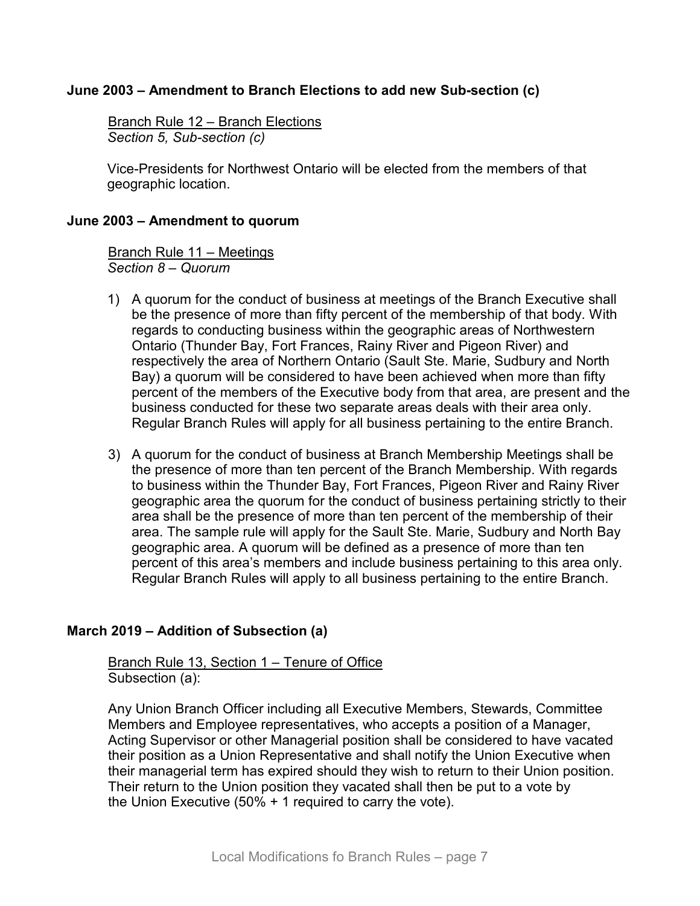### June 2003 – Amendment to Branch Elections to add new Sub-section (c)

Branch Rule 12 – Branch Elections
*Section 5, Sub-section (c)*

Vice-Presidents for Northwest Ontario will be elected from the members of that geographic location.

### June 2003 – Amendment to quorum

Branch Rule 11 – Meetings
*Section 8 – Quorum*

1) A quorum for the conduct of business at meetings of the Branch Executive shall be the presence of more than fifty percent of the membership of that body. With regards to conducting business within the geographic areas of Northwestern Ontario (Thunder Bay, Fort Frances, Rainy River and Pigeon River) and respectively the area of Northern Ontario (Sault Ste. Marie, Sudbury and North Bay) a quorum will be considered to have been achieved when more than fifty percent of the members of the Executive body from that area, are present and the business conducted for these two separate areas deals with their area only. Regular Branch Rules will apply for all business pertaining to the entire Branch.

3) A quorum for the conduct of business at Branch Membership Meetings shall be the presence of more than ten percent of the Branch Membership. With regards to business within the Thunder Bay, Fort Frances, Pigeon River and Rainy River geographic area the quorum for the conduct of business pertaining strictly to their area shall be the presence of more than ten percent of the membership of their area. The sample rule will apply for the Sault Ste. Marie, Sudbury and North Bay geographic area. A quorum will be defined as a presence of more than ten percent of this area's members and include business pertaining to this area only. Regular Branch Rules will apply to all business pertaining to the entire Branch.

### March 2019 – Addition of Subsection (a)

Branch Rule 13, Section 1 – Tenure of Office
Subsection (a):

Any Union Branch Officer including all Executive Members, Stewards, Committee Members and Employee representatives, who accepts a position of a Manager, Acting Supervisor or other Managerial position shall be considered to have vacated their position as a Union Representative and shall notify the Union Executive when their managerial term has expired should they wish to return to their Union position. Their return to the Union position they vacated shall then be put to a vote by the Union Executive (50% + 1 required to carry the vote).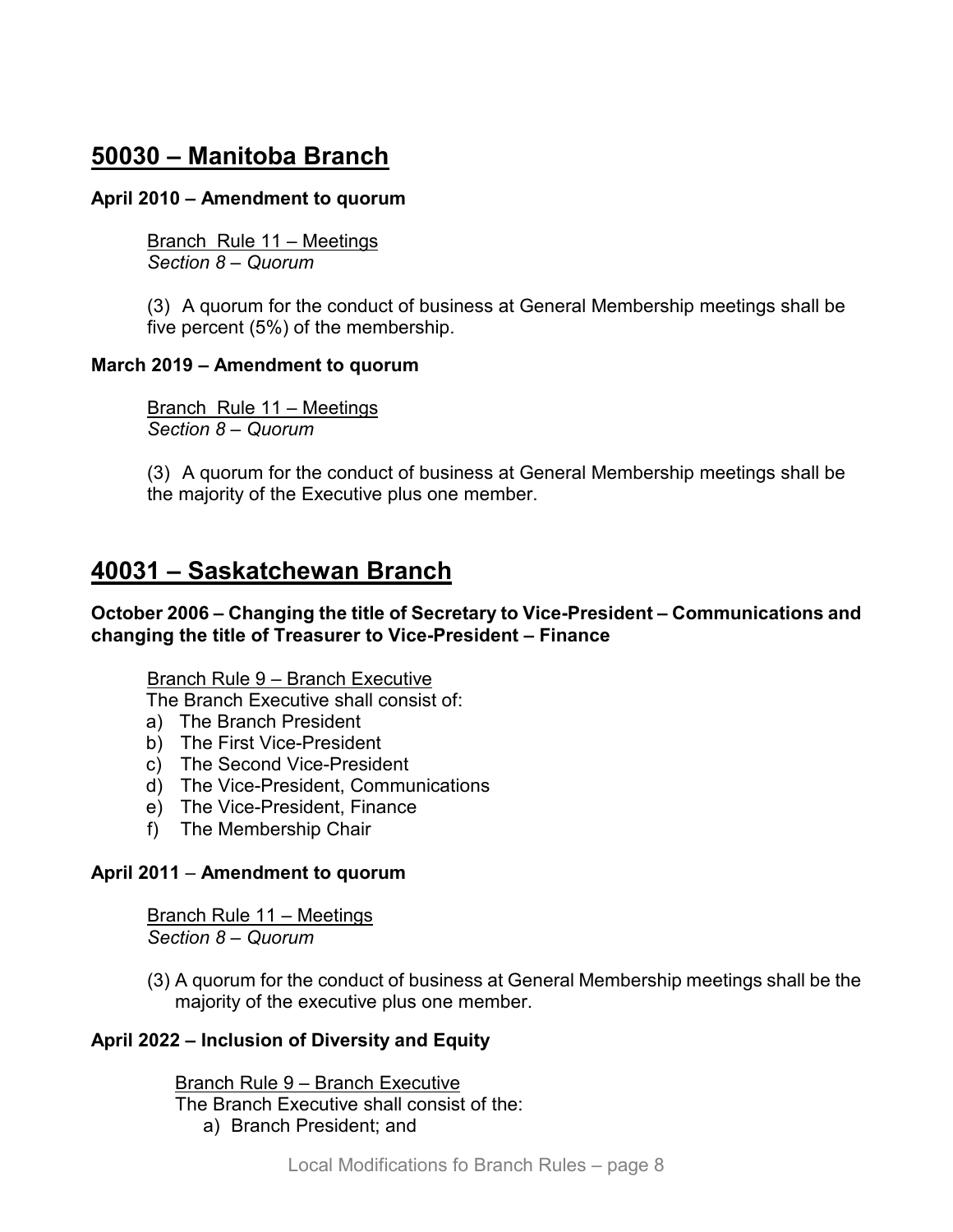## 50030 – Manitoba Branch

**April 2010 – Amendment to quorum**

Branch Rule 11 – Meetings
*Section 8 – Quorum*

(3) A quorum for the conduct of business at General Membership meetings shall be five percent (5%) of the membership.

**March 2019 – Amendment to quorum**

Branch Rule 11 – Meetings
*Section 8 – Quorum*

(3) A quorum for the conduct of business at General Membership meetings shall be the majority of the Executive plus one member.

## 40031 – Saskatchewan Branch

**October 2006 – Changing the title of Secretary to Vice-President – Communications and changing the title of Treasurer to Vice-President – Finance**

Branch Rule 9 – Branch Executive
The Branch Executive shall consist of:

a) The Branch President
b) The First Vice-President
c) The Second Vice-President
d) The Vice-President, Communications
e) The Vice-President, Finance
f) The Membership Chair

**April 2011 – Amendment to quorum**

Branch Rule 11 – Meetings
*Section 8 – Quorum*

(3) A quorum for the conduct of business at General Membership meetings shall be the majority of the executive plus one member.

**April 2022 – Inclusion of Diversity and Equity**

Branch Rule 9 – Branch Executive
The Branch Executive shall consist of the:

a) Branch President; and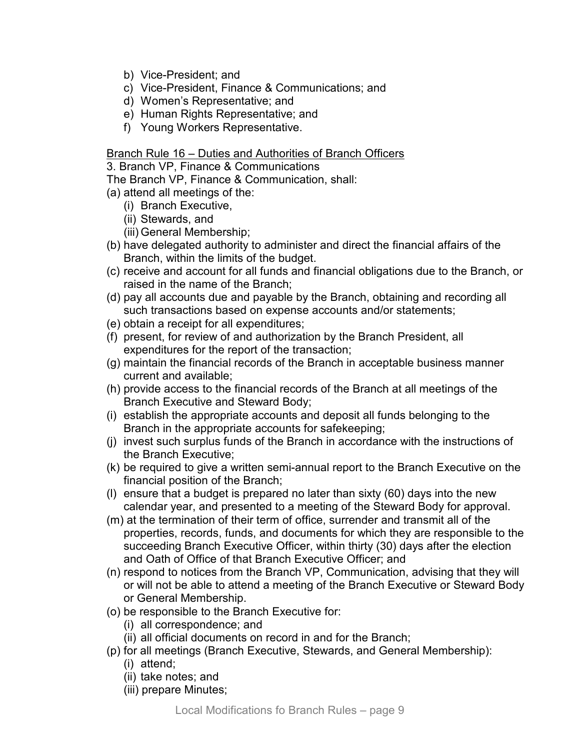b) Vice-President; and
c) Vice-President, Finance & Communications; and
d) Women's Representative; and
e) Human Rights Representative; and
f) Young Workers Representative.

<u>Branch Rule 16 – Duties and Authorities of Branch Officers</u>

3. Branch VP, Finance & Communications

The Branch VP, Finance & Communication, shall:

(a) attend all meetings of the:
   (i) Branch Executive,
   (ii) Stewards, and
   (iii) General Membership;
(b) have delegated authority to administer and direct the financial affairs of the Branch, within the limits of the budget.
(c) receive and account for all funds and financial obligations due to the Branch, or raised in the name of the Branch;
(d) pay all accounts due and payable by the Branch, obtaining and recording all such transactions based on expense accounts and/or statements;
(e) obtain a receipt for all expenditures;
(f) present, for review of and authorization by the Branch President, all expenditures for the report of the transaction;
(g) maintain the financial records of the Branch in acceptable business manner current and available;
(h) provide access to the financial records of the Branch at all meetings of the Branch Executive and Steward Body;
(i) establish the appropriate accounts and deposit all funds belonging to the Branch in the appropriate accounts for safekeeping;
(j) invest such surplus funds of the Branch in accordance with the instructions of the Branch Executive;
(k) be required to give a written semi-annual report to the Branch Executive on the financial position of the Branch;
(l) ensure that a budget is prepared no later than sixty (60) days into the new calendar year, and presented to a meeting of the Steward Body for approval.
(m) at the termination of their term of office, surrender and transmit all of the properties, records, funds, and documents for which they are responsible to the succeeding Branch Executive Officer, within thirty (30) days after the election and Oath of Office of that Branch Executive Officer; and
(n) respond to notices from the Branch VP, Communication, advising that they will or will not be able to attend a meeting of the Branch Executive or Steward Body or General Membership.
(o) be responsible to the Branch Executive for:
   (i) all correspondence; and
   (ii) all official documents on record in and for the Branch;
(p) for all meetings (Branch Executive, Stewards, and General Membership):
   (i) attend;
   (ii) take notes; and
   (iii) prepare Minutes;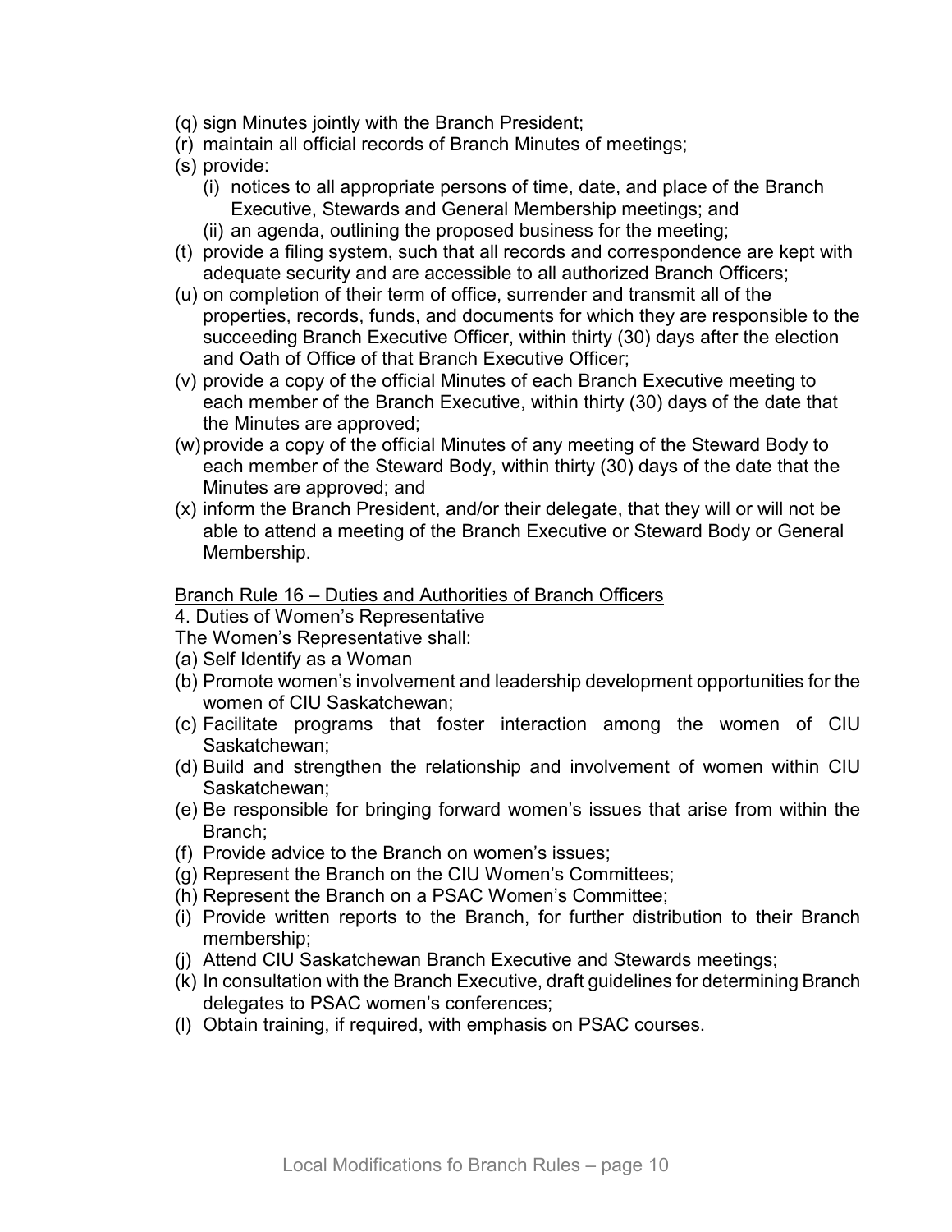(q) sign Minutes jointly with the Branch President;

(r) maintain all official records of Branch Minutes of meetings;

(s) provide:

  (i) notices to all appropriate persons of time, date, and place of the Branch Executive, Stewards and General Membership meetings; and

  (ii) an agenda, outlining the proposed business for the meeting;

(t) provide a filing system, such that all records and correspondence are kept with adequate security and are accessible to all authorized Branch Officers;

(u) on completion of their term of office, surrender and transmit all of the properties, records, funds, and documents for which they are responsible to the succeeding Branch Executive Officer, within thirty (30) days after the election and Oath of Office of that Branch Executive Officer;

(v) provide a copy of the official Minutes of each Branch Executive meeting to each member of the Branch Executive, within thirty (30) days of the date that the Minutes are approved;

(w) provide a copy of the official Minutes of any meeting of the Steward Body to each member of the Steward Body, within thirty (30) days of the date that the Minutes are approved; and

(x) inform the Branch President, and/or their delegate, that they will or will not be able to attend a meeting of the Branch Executive or Steward Body or General Membership.

<u>Branch Rule 16 – Duties and Authorities of Branch Officers</u>

4. Duties of Women's Representative

The Women's Representative shall:

(a) Self Identify as a Woman

(b) Promote women's involvement and leadership development opportunities for the women of CIU Saskatchewan;

(c) Facilitate programs that foster interaction among the women of CIU Saskatchewan;

(d) Build and strengthen the relationship and involvement of women within CIU Saskatchewan;

(e) Be responsible for bringing forward women's issues that arise from within the Branch;

(f) Provide advice to the Branch on women's issues;

(g) Represent the Branch on the CIU Women's Committees;

(h) Represent the Branch on a PSAC Women's Committee;

(i) Provide written reports to the Branch, for further distribution to their Branch membership;

(j) Attend CIU Saskatchewan Branch Executive and Stewards meetings;

(k) In consultation with the Branch Executive, draft guidelines for determining Branch delegates to PSAC women's conferences;

(l) Obtain training, if required, with emphasis on PSAC courses.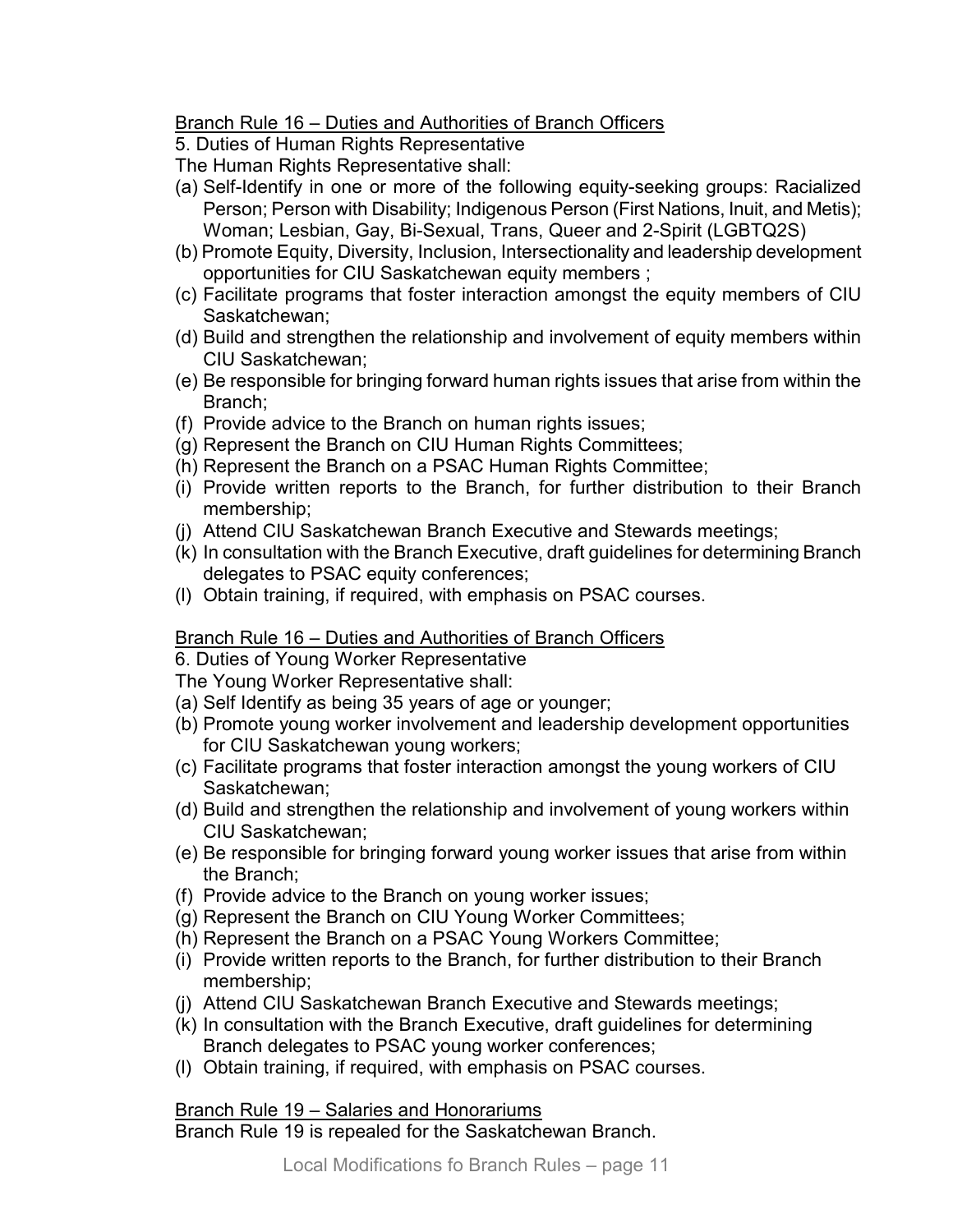Branch Rule 16 – Duties and Authorities of Branch Officers

5. Duties of Human Rights Representative

The Human Rights Representative shall:

(a) Self-Identify in one or more of the following equity-seeking groups: Racialized Person; Person with Disability; Indigenous Person (First Nations, Inuit, and Metis); Woman; Lesbian, Gay, Bi-Sexual, Trans, Queer and 2-Spirit (LGBTQ2S)
(b) Promote Equity, Diversity, Inclusion, Intersectionality and leadership development opportunities for CIU Saskatchewan equity members ;
(c) Facilitate programs that foster interaction amongst the equity members of CIU Saskatchewan;
(d) Build and strengthen the relationship and involvement of equity members within CIU Saskatchewan;
(e) Be responsible for bringing forward human rights issues that arise from within the Branch;
(f) Provide advice to the Branch on human rights issues;
(g) Represent the Branch on CIU Human Rights Committees;
(h) Represent the Branch on a PSAC Human Rights Committee;
(i) Provide written reports to the Branch, for further distribution to their Branch membership;
(j) Attend CIU Saskatchewan Branch Executive and Stewards meetings;
(k) In consultation with the Branch Executive, draft guidelines for determining Branch delegates to PSAC equity conferences;
(l) Obtain training, if required, with emphasis on PSAC courses.

Branch Rule 16 – Duties and Authorities of Branch Officers

6. Duties of Young Worker Representative

The Young Worker Representative shall:

(a) Self Identify as being 35 years of age or younger;
(b) Promote young worker involvement and leadership development opportunities for CIU Saskatchewan young workers;
(c) Facilitate programs that foster interaction amongst the young workers of CIU Saskatchewan;
(d) Build and strengthen the relationship and involvement of young workers within CIU Saskatchewan;
(e) Be responsible for bringing forward young worker issues that arise from within the Branch;
(f) Provide advice to the Branch on young worker issues;
(g) Represent the Branch on CIU Young Worker Committees;
(h) Represent the Branch on a PSAC Young Workers Committee;
(i) Provide written reports to the Branch, for further distribution to their Branch membership;
(j) Attend CIU Saskatchewan Branch Executive and Stewards meetings;
(k) In consultation with the Branch Executive, draft guidelines for determining Branch delegates to PSAC young worker conferences;
(l) Obtain training, if required, with emphasis on PSAC courses.

Branch Rule 19 – Salaries and Honorariums

Branch Rule 19 is repealed for the Saskatchewan Branch.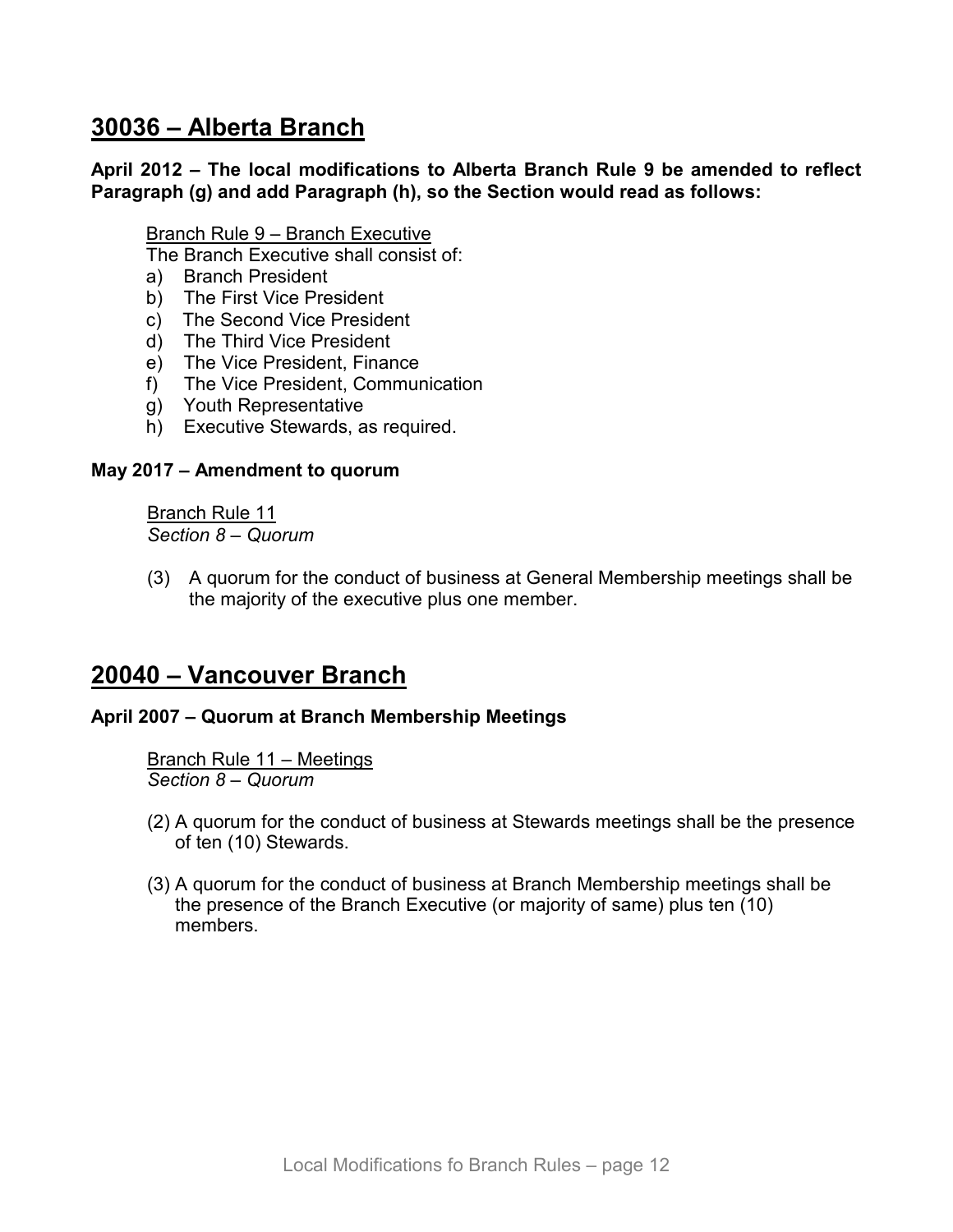## 30036 – Alberta Branch

**April 2012 – The local modifications to Alberta Branch Rule 9 be amended to reflect Paragraph (g) and add Paragraph (h), so the Section would read as follows:**

Branch Rule 9 – Branch Executive

The Branch Executive shall consist of:

a) Branch President
b) The First Vice President
c) The Second Vice President
d) The Third Vice President
e) The Vice President, Finance
f) The Vice President, Communication
g) Youth Representative
h) Executive Stewards, as required.

**May 2017 – Amendment to quorum**

Branch Rule 11
*Section 8 – Quorum*

(3) A quorum for the conduct of business at General Membership meetings shall be the majority of the executive plus one member.

## 20040 – Vancouver Branch

**April 2007 – Quorum at Branch Membership Meetings**

Branch Rule 11 – Meetings
*Section 8 – Quorum*

(2) A quorum for the conduct of business at Stewards meetings shall be the presence of ten (10) Stewards.

(3) A quorum for the conduct of business at Branch Membership meetings shall be the presence of the Branch Executive (or majority of same) plus ten (10) members.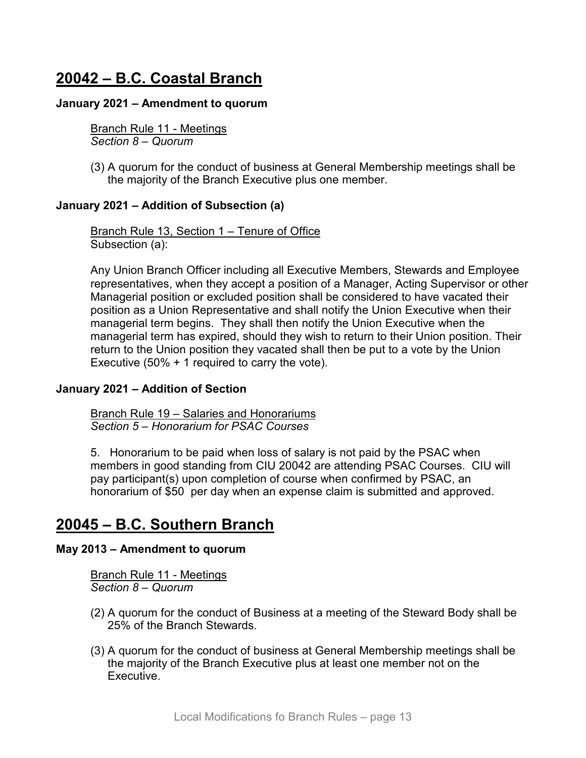## 20042 – B.C. Coastal Branch

**January 2021 – Amendment to quorum**

Branch Rule 11 - Meetings
*Section 8 – Quorum*

(3) A quorum for the conduct of business at General Membership meetings shall be the majority of the Branch Executive plus one member.

**January 2021 – Addition of Subsection (a)**

Branch Rule 13, Section 1 – Tenure of Office
Subsection (a):

Any Union Branch Officer including all Executive Members, Stewards and Employee representatives, when they accept a position of a Manager, Acting Supervisor or other Managerial position or excluded position shall be considered to have vacated their position as a Union Representative and shall notify the Union Executive when their managerial term begins. They shall then notify the Union Executive when the managerial term has expired, should they wish to return to their Union position. Their return to the Union position they vacated shall then be put to a vote by the Union Executive (50% + 1 required to carry the vote).

**January 2021 – Addition of Section**

Branch Rule 19 – Salaries and Honorariums
*Section 5 – Honorarium for PSAC Courses*

5. Honorarium to be paid when loss of salary is not paid by the PSAC when members in good standing from CIU 20042 are attending PSAC Courses. CIU will pay participant(s) upon completion of course when confirmed by PSAC, an honorarium of $50 per day when an expense claim is submitted and approved.

## 20045 – B.C. Southern Branch

**May 2013 – Amendment to quorum**

Branch Rule 11 - Meetings
*Section 8 – Quorum*

(2) A quorum for the conduct of Business at a meeting of the Steward Body shall be 25% of the Branch Stewards.

(3) A quorum for the conduct of business at General Membership meetings shall be the majority of the Branch Executive plus at least one member not on the Executive.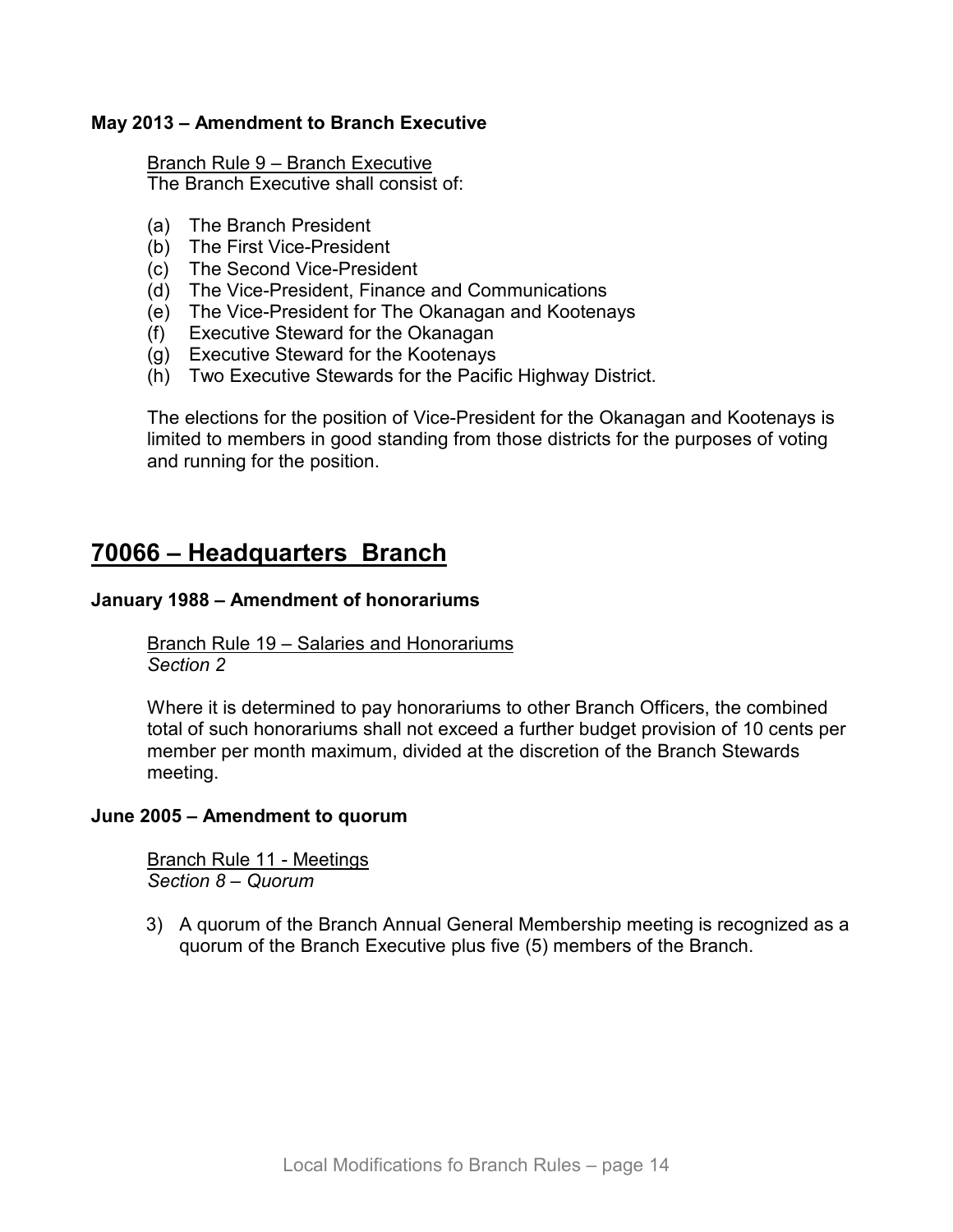**May 2013 – Amendment to Branch Executive**

Branch Rule 9 – Branch Executive
The Branch Executive shall consist of:

(a) The Branch President
(b) The First Vice-President
(c) The Second Vice-President
(d) The Vice-President, Finance and Communications
(e) The Vice-President for The Okanagan and Kootenays
(f) Executive Steward for the Okanagan
(g) Executive Steward for the Kootenays
(h) Two Executive Stewards for the Pacific Highway District.

The elections for the position of Vice-President for the Okanagan and Kootenays is limited to members in good standing from those districts for the purposes of voting and running for the position.

## 70066 – Headquarters Branch

**January 1988 – Amendment of honorariums**

Branch Rule 19 – Salaries and Honorariums
*Section 2*

Where it is determined to pay honorariums to other Branch Officers, the combined total of such honorariums shall not exceed a further budget provision of 10 cents per member per month maximum, divided at the discretion of the Branch Stewards meeting.

**June 2005 – Amendment to quorum**

Branch Rule 11 - Meetings
*Section 8 – Quorum*

3) A quorum of the Branch Annual General Membership meeting is recognized as a quorum of the Branch Executive plus five (5) members of the Branch.